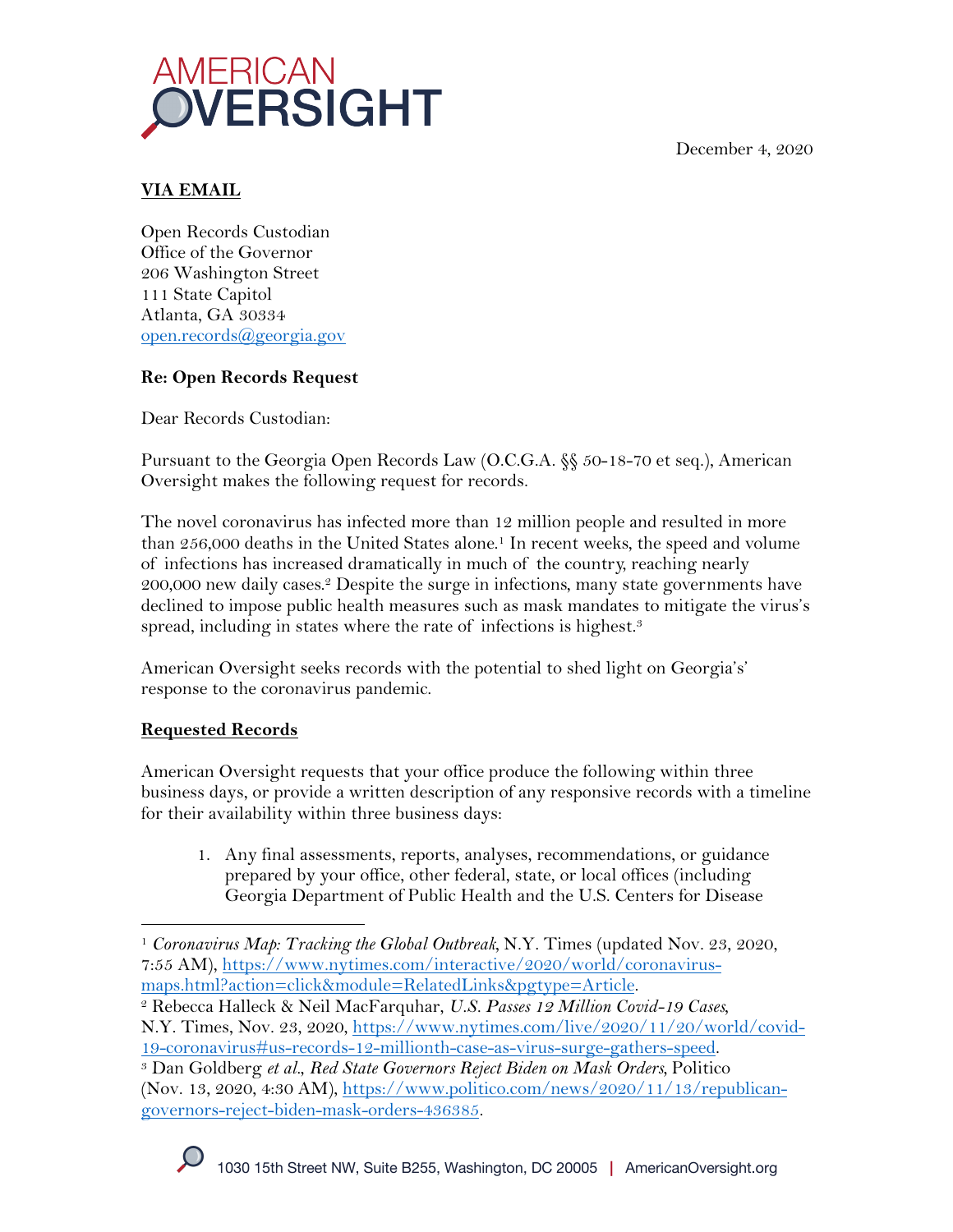AMERICAN OVERSIGHT

December 4, 2020

**VIA EMAIL**

Open Records Custodian
Office of the Governor
206 Washington Street
111 State Capitol
Atlanta, GA 30334
open.records@georgia.gov

**Re: Open Records Request**

Dear Records Custodian:

Pursuant to the Georgia Open Records Law (O.C.G.A. §§ 50-18-70 et seq.), American Oversight makes the following request for records.

The novel coronavirus has infected more than 12 million people and resulted in more than 256,000 deaths in the United States alone.[1] In recent weeks, the speed and volume of infections has increased dramatically in much of the country, reaching nearly 200,000 new daily cases.[2] Despite the surge in infections, many state governments have declined to impose public health measures such as mask mandates to mitigate the virus's spread, including in states where the rate of infections is highest.[3]

American Oversight seeks records with the potential to shed light on Georgia's' response to the coronavirus pandemic.

**Requested Records**

American Oversight requests that your office produce the following within three business days, or provide a written description of any responsive records with a timeline for their availability within three business days:

1. Any final assessments, reports, analyses, recommendations, or guidance prepared by your office, other federal, state, or local offices (including Georgia Department of Public Health and the U.S. Centers for Disease

---

[1] *Coronavirus Map: Tracking the Global Outbreak*, N.Y. Times (updated Nov. 23, 2020, 7:55 AM), https://www.nytimes.com/interactive/2020/world/coronavirus-maps.html?action=click&module=RelatedLinks&pgtype=Article.

[2] Rebecca Halleck & Neil MacFarquhar, *U.S. Passes 12 Million Covid-19 Cases*, N.Y. Times, Nov. 23, 2020, https://www.nytimes.com/live/2020/11/20/world/covid-19-coronavirus#us-records-12-millionth-case-as-virus-surge-gathers-speed.

[3] Dan Goldberg *et al.*, *Red State Governors Reject Biden on Mask Orders*, Politico (Nov. 13, 2020, 4:30 AM), https://www.politico.com/news/2020/11/13/republican-governors-reject-biden-mask-orders-436385.

1030 15th Street NW, Suite B255, Washington, DC 20005 | AmericanOversight.org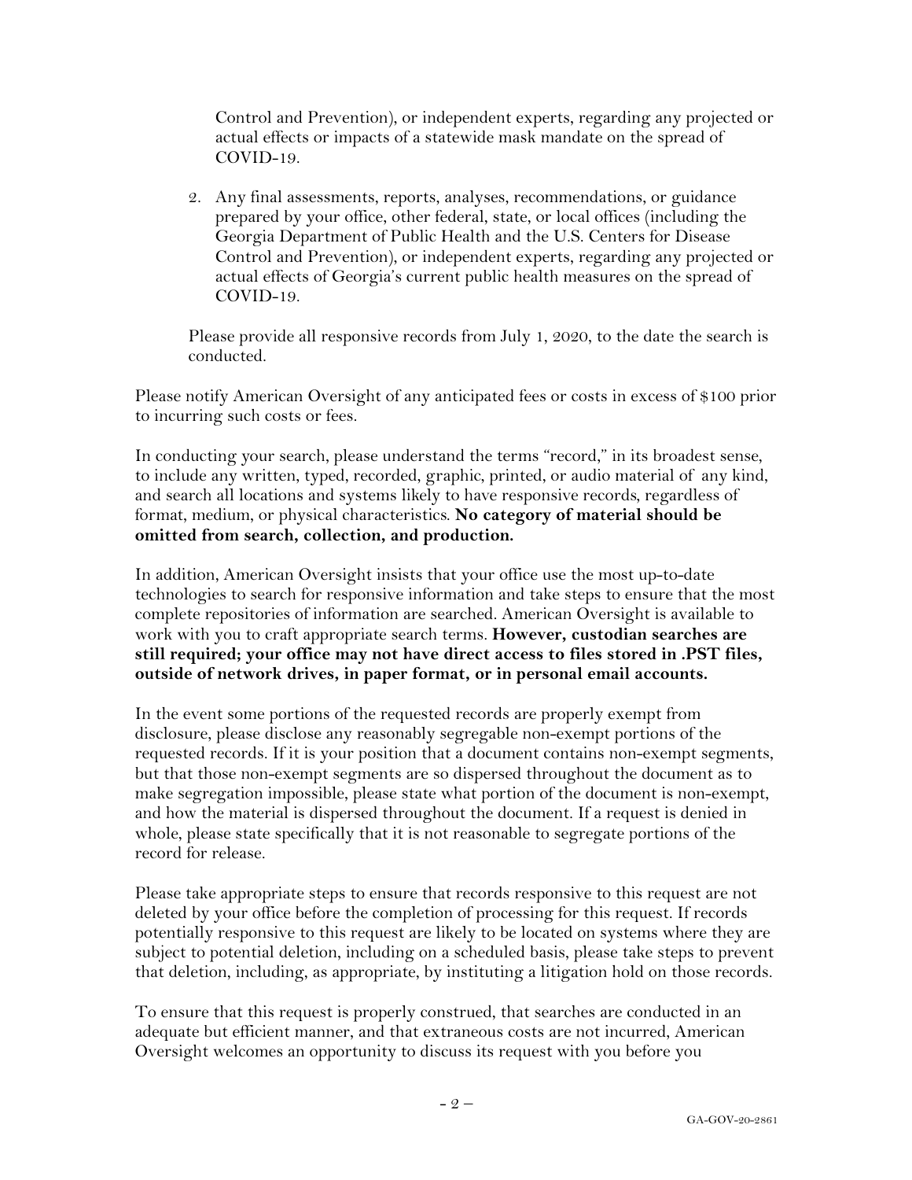Control and Prevention), or independent experts, regarding any projected or actual effects or impacts of a statewide mask mandate on the spread of COVID-19.

2. Any final assessments, reports, analyses, recommendations, or guidance prepared by your office, other federal, state, or local offices (including the Georgia Department of Public Health and the U.S. Centers for Disease Control and Prevention), or independent experts, regarding any projected or actual effects of Georgia's current public health measures on the spread of COVID-19.

Please provide all responsive records from July 1, 2020, to the date the search is conducted.

Please notify American Oversight of any anticipated fees or costs in excess of $100 prior to incurring such costs or fees.

In conducting your search, please understand the terms "record," in its broadest sense, to include any written, typed, recorded, graphic, printed, or audio material of any kind, and search all locations and systems likely to have responsive records, regardless of format, medium, or physical characteristics. **No category of material should be omitted from search, collection, and production.**

In addition, American Oversight insists that your office use the most up-to-date technologies to search for responsive information and take steps to ensure that the most complete repositories of information are searched. American Oversight is available to work with you to craft appropriate search terms. **However, custodian searches are still required; your office may not have direct access to files stored in .PST files, outside of network drives, in paper format, or in personal email accounts.**

In the event some portions of the requested records are properly exempt from disclosure, please disclose any reasonably segregable non-exempt portions of the requested records. If it is your position that a document contains non-exempt segments, but that those non-exempt segments are so dispersed throughout the document as to make segregation impossible, please state what portion of the document is non-exempt, and how the material is dispersed throughout the document. If a request is denied in whole, please state specifically that it is not reasonable to segregate portions of the record for release.

Please take appropriate steps to ensure that records responsive to this request are not deleted by your office before the completion of processing for this request. If records potentially responsive to this request are likely to be located on systems where they are subject to potential deletion, including on a scheduled basis, please take steps to prevent that deletion, including, as appropriate, by instituting a litigation hold on those records.

To ensure that this request is properly construed, that searches are conducted in an adequate but efficient manner, and that extraneous costs are not incurred, American Oversight welcomes an opportunity to discuss its request with you before you

GA-GOV-20-2861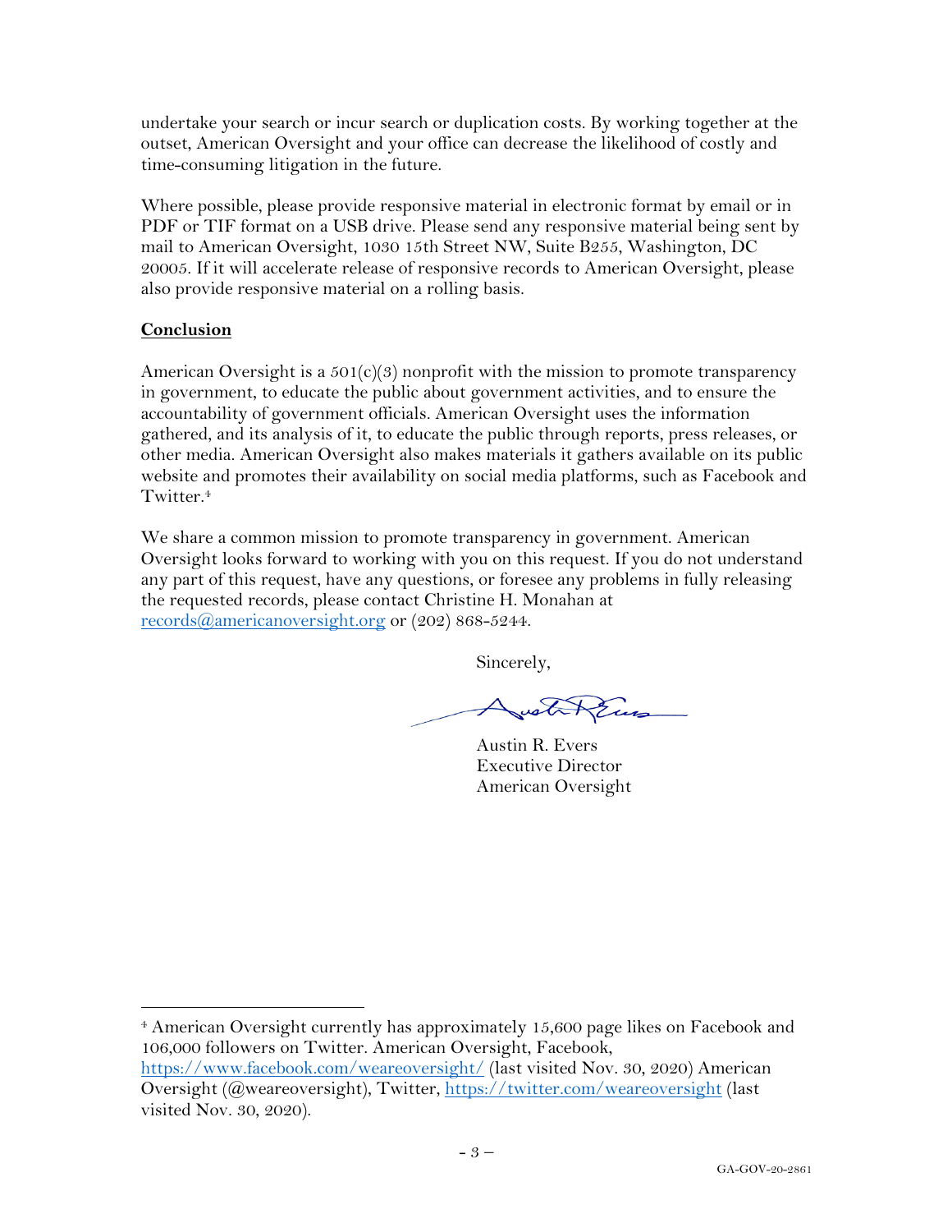undertake your search or incur search or duplication costs. By working together at the outset, American Oversight and your office can decrease the likelihood of costly and time-consuming litigation in the future.

Where possible, please provide responsive material in electronic format by email or in PDF or TIF format on a USB drive. Please send any responsive material being sent by mail to American Oversight, 1030 15th Street NW, Suite B255, Washington, DC 20005. If it will accelerate release of responsive records to American Oversight, please also provide responsive material on a rolling basis.

**Conclusion**

American Oversight is a 501(c)(3) nonprofit with the mission to promote transparency in government, to educate the public about government activities, and to ensure the accountability of government officials. American Oversight uses the information gathered, and its analysis of it, to educate the public through reports, press releases, or other media. American Oversight also makes materials it gathers available on its public website and promotes their availability on social media platforms, such as Facebook and Twitter.[4]

We share a common mission to promote transparency in government. American Oversight looks forward to working with you on this request. If you do not understand any part of this request, have any questions, or foresee any problems in fully releasing the requested records, please contact Christine H. Monahan at records@americanoversight.org or (202) 868-5244.

Sincerely,

Austin R. Evers
Executive Director
American Oversight

---

[4] American Oversight currently has approximately 15,600 page likes on Facebook and 106,000 followers on Twitter. American Oversight, Facebook, https://www.facebook.com/weareoversight/ (last visited Nov. 30, 2020) American Oversight (@weareoversight), Twitter, https://twitter.com/weareoversight (last visited Nov. 30, 2020).

GA-GOV-20-2861